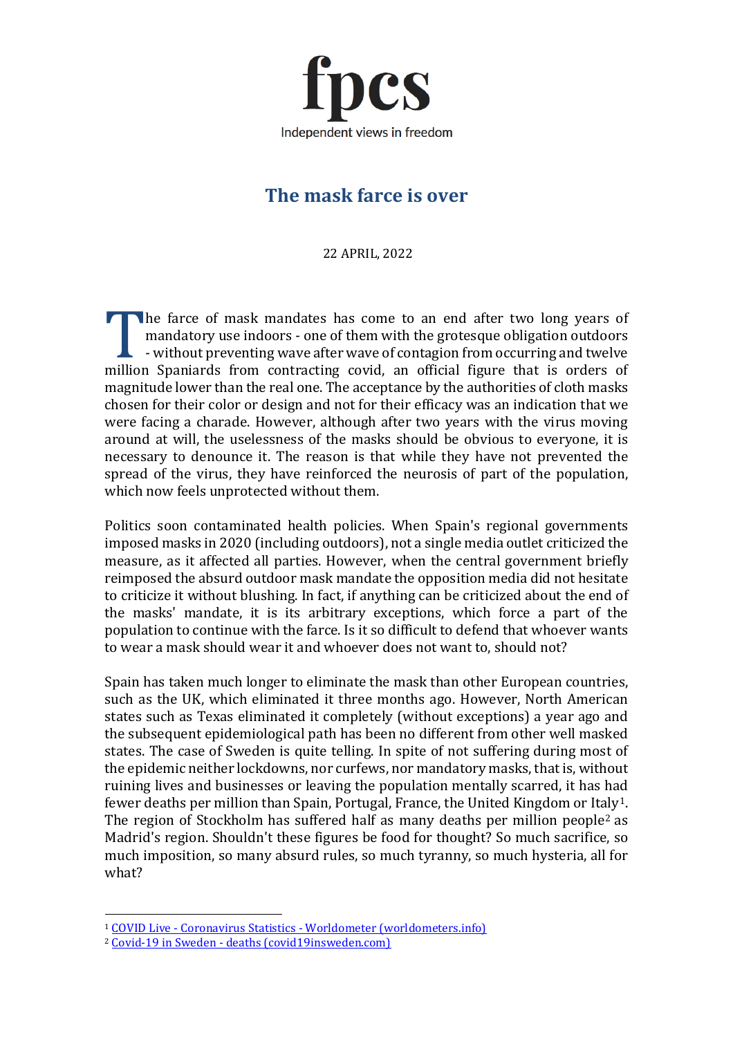fpcs

Independent views in freedom

# The mask farce is over

22 APRIL, 2022

The farce of mask mandates has come to an end after two long years of mandatory use indoors - one of them with the grotesque obligation outdoors - without preventing wave after wave of contagion from occurring and twelve million Spaniards from contracting covid, an official figure that is orders of magnitude lower than the real one. The acceptance by the authorities of cloth masks chosen for their color or design and not for their efficacy was an indication that we were facing a charade. However, although after two years with the virus moving around at will, the uselessness of the masks should be obvious to everyone, it is necessary to denounce it. The reason is that while they have not prevented the spread of the virus, they have reinforced the neurosis of part of the population, which now feels unprotected without them.

Politics soon contaminated health policies. When Spain's regional governments imposed masks in 2020 (including outdoors), not a single media outlet criticized the measure, as it affected all parties. However, when the central government briefly reimposed the absurd outdoor mask mandate the opposition media did not hesitate to criticize it without blushing. In fact, if anything can be criticized about the end of the masks' mandate, it is its arbitrary exceptions, which force a part of the population to continue with the farce. Is it so difficult to defend that whoever wants to wear a mask should wear it and whoever does not want to, should not?

Spain has taken much longer to eliminate the mask than other European countries, such as the UK, which eliminated it three months ago. However, North American states such as Texas eliminated it completely (without exceptions) a year ago and the subsequent epidemiological path has been no different from other well masked states. The case of Sweden is quite telling. In spite of not suffering during most of the epidemic neither lockdowns, nor curfews, nor mandatory masks, that is, without ruining lives and businesses or leaving the population mentally scarred, it has had fewer deaths per million than Spain, Portugal, France, the United Kingdom or Italy[1]. The region of Stockholm has suffered half as many deaths per million people[2] as Madrid's region. Shouldn't these figures be food for thought? So much sacrifice, so much imposition, so many absurd rules, so much tyranny, so much hysteria, all for what?

[1] COVID Live - Coronavirus Statistics - Worldometer (worldometers.info)

[2] Covid-19 in Sweden - deaths (covid19insweden.com)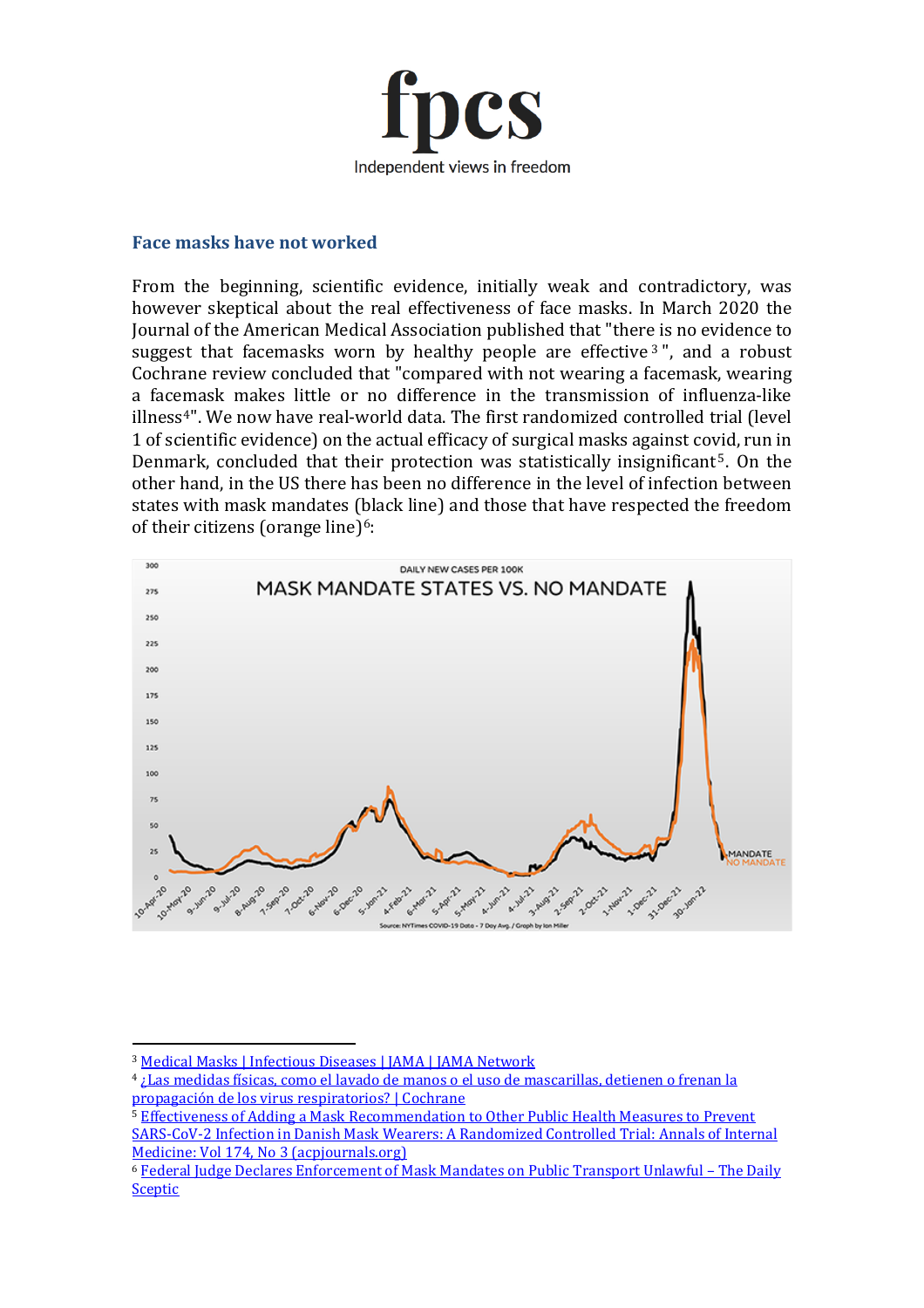fpcs

Independent views in freedom

## Face masks have not worked

From the beginning, scientific evidence, initially weak and contradictory, was however skeptical about the real effectiveness of face masks. In March 2020 the Journal of the American Medical Association published that "there is no evidence to suggest that facemasks worn by healthy people are effective[3]", and a robust Cochrane review concluded that "compared with not wearing a facemask, wearing a facemask makes little or no difference in the transmission of influenza-like illness[4]". We now have real-world data. The first randomized controlled trial (level 1 of scientific evidence) on the actual efficacy of surgical masks against covid, run in Denmark, concluded that their protection was statistically insignificant[5]. On the other hand, in the US there has been no difference in the level of infection between states with mask mandates (black line) and those that have respected the freedom of their citizens (orange line)[6]:

DAILY NEW CASES PER 100K

MASK MANDATE STATES VS. NO MANDATE

Source: NYTimes COVID-19 Data - 7 Day Avg. / Graph by Ian Miller

---

[3] Medical Masks | Infectious Diseases | JAMA | JAMA Network

[4] ¿Las medidas físicas, como el lavado de manos o el uso de mascarillas, detienen o frenan la propagación de los virus respiratorios? | Cochrane

[5] Effectiveness of Adding a Mask Recommendation to Other Public Health Measures to Prevent SARS-CoV-2 Infection in Danish Mask Wearers: A Randomized Controlled Trial: Annals of Internal Medicine: Vol 174, No 3 (acpjournals.org)

[6] Federal Judge Declares Enforcement of Mask Mandates on Public Transport Unlawful – The Daily Sceptic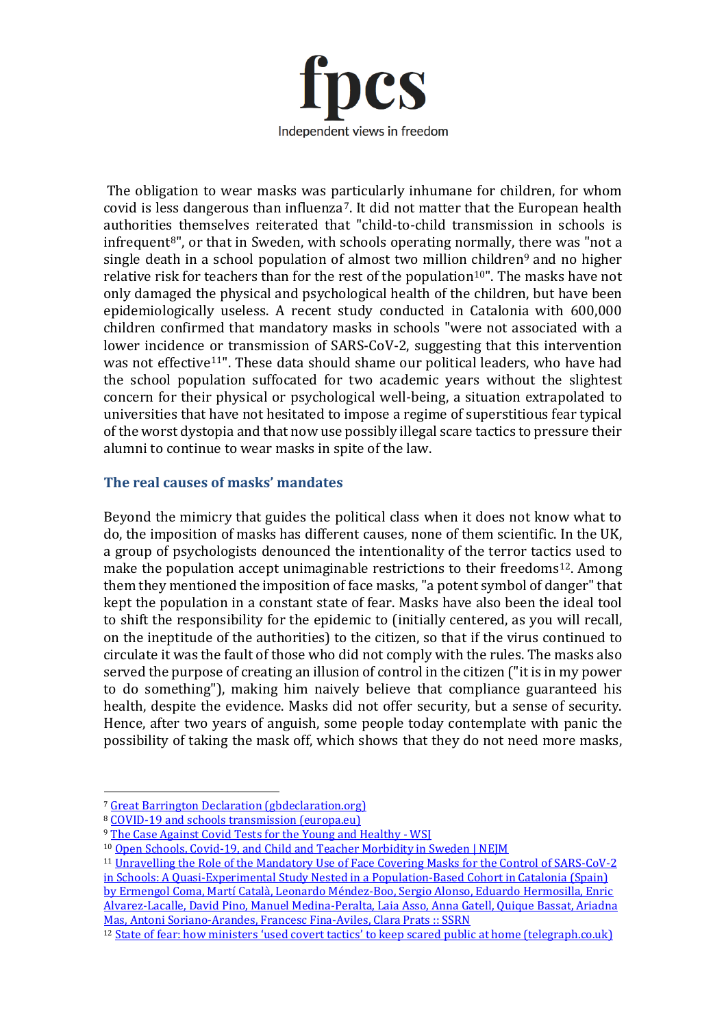The obligation to wear masks was particularly inhumane for children, for whom covid is less dangerous than influenza[7]. It did not matter that the European health authorities themselves reiterated that "child-to-child transmission in schools is infrequent[8]", or that in Sweden, with schools operating normally, there was "not a single death in a school population of almost two million children[9] and no higher relative risk for teachers than for the rest of the population[10]". The masks have not only damaged the physical and psychological health of the children, but have been epidemiologically useless. A recent study conducted in Catalonia with 600,000 children confirmed that mandatory masks in schools "were not associated with a lower incidence or transmission of SARS-CoV-2, suggesting that this intervention was not effective[11]". These data should shame our political leaders, who have had the school population suffocated for two academic years without the slightest concern for their physical or psychological well-being, a situation extrapolated to universities that have not hesitated to impose a regime of superstitious fear typical of the worst dystopia and that now use possibly illegal scare tactics to pressure their alumni to continue to wear masks in spite of the law.

## The real causes of masks' mandates

Beyond the mimicry that guides the political class when it does not know what to do, the imposition of masks has different causes, none of them scientific. In the UK, a group of psychologists denounced the intentionality of the terror tactics used to make the population accept unimaginable restrictions to their freedoms[12]. Among them they mentioned the imposition of face masks, "a potent symbol of danger" that kept the population in a constant state of fear. Masks have also been the ideal tool to shift the responsibility for the epidemic to (initially centered, as you will recall, on the ineptitude of the authorities) to the citizen, so that if the virus continued to circulate it was the fault of those who did not comply with the rules. The masks also served the purpose of creating an illusion of control in the citizen ("it is in my power to do something"), making him naively believe that compliance guaranteed his health, despite the evidence. Masks did not offer security, but a sense of security. Hence, after two years of anguish, some people today contemplate with panic the possibility of taking the mask off, which shows that they do not need more masks,

---

[7] Great Barrington Declaration (gbdeclaration.org)

[8] COVID-19 and schools transmission (europa.eu)

[9] The Case Against Covid Tests for the Young and Healthy - WSJ

[10] Open Schools, Covid-19, and Child and Teacher Morbidity in Sweden | NEJM

[11] Unravelling the Role of the Mandatory Use of Face Covering Masks for the Control of SARS-CoV-2 in Schools: A Quasi-Experimental Study Nested in a Population-Based Cohort in Catalonia (Spain) by Ermengol Coma, Martí Català, Leonardo Méndez-Boo, Sergio Alonso, Eduardo Hermosilla, Enric Alvarez-Lacalle, David Pino, Manuel Medina-Peralta, Laia Asso, Anna Gatell, Quique Bassat, Ariadna Mas, Antoni Soriano-Arandes, Francesc Fina-Aviles, Clara Prats :: SSRN

[12] State of fear: how ministers 'used covert tactics' to keep scared public at home (telegraph.co.uk)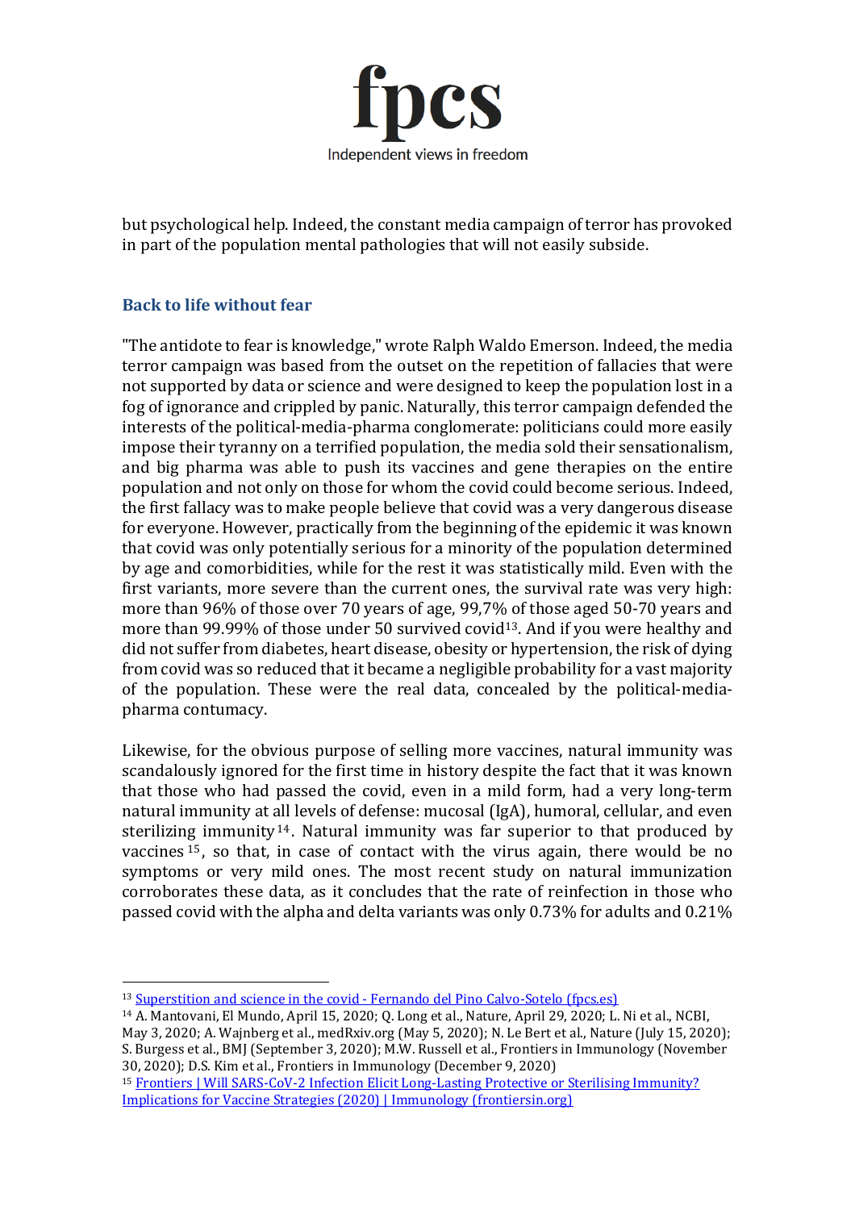but psychological help. Indeed, the constant media campaign of terror has provoked in part of the population mental pathologies that will not easily subside.

## Back to life without fear

"The antidote to fear is knowledge," wrote Ralph Waldo Emerson. Indeed, the media terror campaign was based from the outset on the repetition of fallacies that were not supported by data or science and were designed to keep the population lost in a fog of ignorance and crippled by panic. Naturally, this terror campaign defended the interests of the political-media-pharma conglomerate: politicians could more easily impose their tyranny on a terrified population, the media sold their sensationalism, and big pharma was able to push its vaccines and gene therapies on the entire population and not only on those for whom the covid could become serious. Indeed, the first fallacy was to make people believe that covid was a very dangerous disease for everyone. However, practically from the beginning of the epidemic it was known that covid was only potentially serious for a minority of the population determined by age and comorbidities, while for the rest it was statistically mild. Even with the first variants, more severe than the current ones, the survival rate was very high: more than 96% of those over 70 years of age, 99,7% of those aged 50-70 years and more than 99.99% of those under 50 survived covid[13]. And if you were healthy and did not suffer from diabetes, heart disease, obesity or hypertension, the risk of dying from covid was so reduced that it became a negligible probability for a vast majority of the population. These were the real data, concealed by the political-media-pharma contumacy.

Likewise, for the obvious purpose of selling more vaccines, natural immunity was scandalously ignored for the first time in history despite the fact that it was known that those who had passed the covid, even in a mild form, had a very long-term natural immunity at all levels of defense: mucosal (IgA), humoral, cellular, and even sterilizing immunity[14]. Natural immunity was far superior to that produced by vaccines[15], so that, in case of contact with the virus again, there would be no symptoms or very mild ones. The most recent study on natural immunization corroborates these data, as it concludes that the rate of reinfection in those who passed covid with the alpha and delta variants was only 0.73% for adults and 0.21%

---

[13] [Superstition and science in the covid - Fernando del Pino Calvo-Sotelo (fpcs.es)]

[14] A. Mantovani, El Mundo, April 15, 2020; Q. Long et al., Nature, April 29, 2020; L. Ni et al., NCBI, May 3, 2020; A. Wajnberg et al., medRxiv.org (May 5, 2020); N. Le Bert et al., Nature (July 15, 2020); S. Burgess et al., BMJ (September 3, 2020); M.W. Russell et al., Frontiers in Immunology (November 30, 2020); D.S. Kim et al., Frontiers in Immunology (December 9, 2020)

[15] [Frontiers | Will SARS-CoV-2 Infection Elicit Long-Lasting Protective or Sterilising Immunity? Implications for Vaccine Strategies (2020) | Immunology (frontiersin.org)]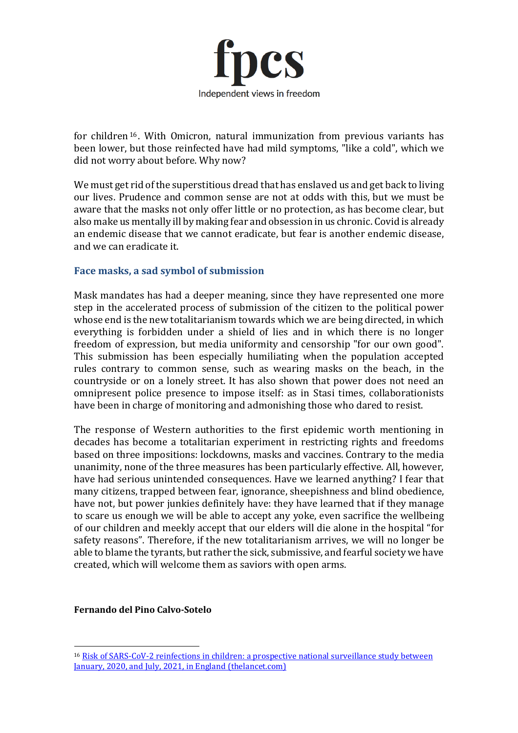for children [16]. With Omicron, natural immunization from previous variants has been lower, but those reinfected have had mild symptoms, "like a cold", which we did not worry about before. Why now?

We must get rid of the superstitious dread that has enslaved us and get back to living our lives. Prudence and common sense are not at odds with this, but we must be aware that the masks not only offer little or no protection, as has become clear, but also make us mentally ill by making fear and obsession in us chronic. Covid is already an endemic disease that we cannot eradicate, but fear is another endemic disease, and we can eradicate it.

### Face masks, a sad symbol of submission

Mask mandates has had a deeper meaning, since they have represented one more step in the accelerated process of submission of the citizen to the political power whose end is the new totalitarianism towards which we are being directed, in which everything is forbidden under a shield of lies and in which there is no longer freedom of expression, but media uniformity and censorship "for our own good". This submission has been especially humiliating when the population accepted rules contrary to common sense, such as wearing masks on the beach, in the countryside or on a lonely street. It has also shown that power does not need an omnipresent police presence to impose itself: as in Stasi times, collaborationists have been in charge of monitoring and admonishing those who dared to resist.

The response of Western authorities to the first epidemic worth mentioning in decades has become a totalitarian experiment in restricting rights and freedoms based on three impositions: lockdowns, masks and vaccines. Contrary to the media unanimity, none of the three measures has been particularly effective. All, however, have had serious unintended consequences. Have we learned anything? I fear that many citizens, trapped between fear, ignorance, sheepishness and blind obedience, have not, but power junkies definitely have: they have learned that if they manage to scare us enough we will be able to accept any yoke, even sacrifice the wellbeing of our children and meekly accept that our elders will die alone in the hospital "for safety reasons". Therefore, if the new totalitarianism arrives, we will no longer be able to blame the tyrants, but rather the sick, submissive, and fearful society we have created, which will welcome them as saviors with open arms.

**Fernando del Pino Calvo-Sotelo**

---

[16] Risk of SARS-CoV-2 reinfections in children: a prospective national surveillance study between January, 2020, and July, 2021, in England (thelancet.com)